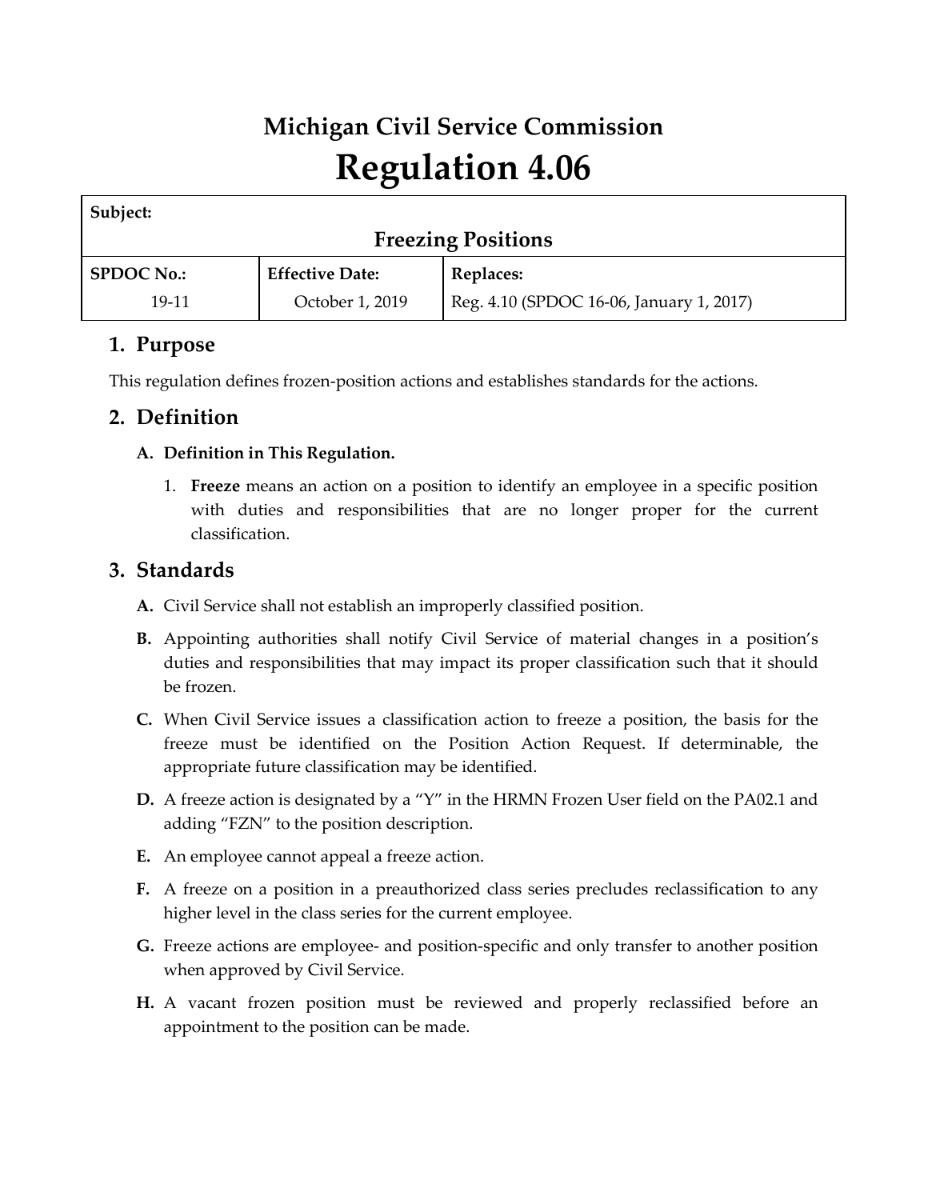# Michigan Civil Service Commission

# Regulation 4.06

| Subject: | | |
|---|---|---|
| **Freezing Positions** | | |
| **SPDOC No.:** | **Effective Date:** | **Replaces:** |
| 19-11 | October 1, 2019 | Reg. 4.10 (SPDOC 16-06, January 1, 2017) |

## 1. Purpose

This regulation defines frozen-position actions and establishes standards for the actions.

## 2. Definition

### A. Definition in This Regulation.

1. **Freeze** means an action on a position to identify an employee in a specific position with duties and responsibilities that are no longer proper for the current classification.

## 3. Standards

**A.** Civil Service shall not establish an improperly classified position.

**B.** Appointing authorities shall notify Civil Service of material changes in a position's duties and responsibilities that may impact its proper classification such that it should be frozen.

**C.** When Civil Service issues a classification action to freeze a position, the basis for the freeze must be identified on the Position Action Request. If determinable, the appropriate future classification may be identified.

**D.** A freeze action is designated by a "Y" in the HRMN Frozen User field on the PA02.1 and adding "FZN" to the position description.

**E.** An employee cannot appeal a freeze action.

**F.** A freeze on a position in a preauthorized class series precludes reclassification to any higher level in the class series for the current employee.

**G.** Freeze actions are employee- and position-specific and only transfer to another position when approved by Civil Service.

**H.** A vacant frozen position must be reviewed and properly reclassified before an appointment to the position can be made.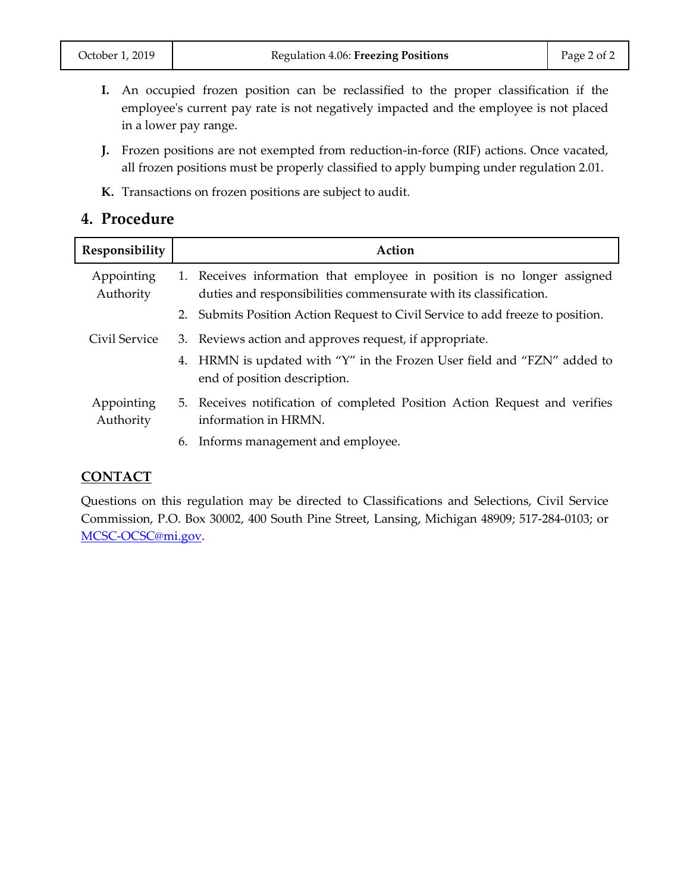**I.** An occupied frozen position can be reclassified to the proper classification if the employee's current pay rate is not negatively impacted and the employee is not placed in a lower pay range.

**J.** Frozen positions are not exempted from reduction-in-force (RIF) actions. Once vacated, all frozen positions must be properly classified to apply bumping under regulation 2.01.

**K.** Transactions on frozen positions are subject to audit.

## 4. Procedure

| Responsibility | Action |
|---|---|
| Appointing Authority | 1. Receives information that employee in position is no longer assigned duties and responsibilities commensurate with its classification. |
| | 2. Submits Position Action Request to Civil Service to add freeze to position. |
| Civil Service | 3. Reviews action and approves request, if appropriate. |
| | 4. HRMN is updated with "Y" in the Frozen User field and "FZN" added to end of position description. |
| Appointing Authority | 5. Receives notification of completed Position Action Request and verifies information in HRMN. |
| | 6. Informs management and employee. |

## CONTACT

Questions on this regulation may be directed to Classifications and Selections, Civil Service Commission, P.O. Box 30002, 400 South Pine Street, Lansing, Michigan 48909; 517-284-0103; or MCSC-OCSC@mi.gov.